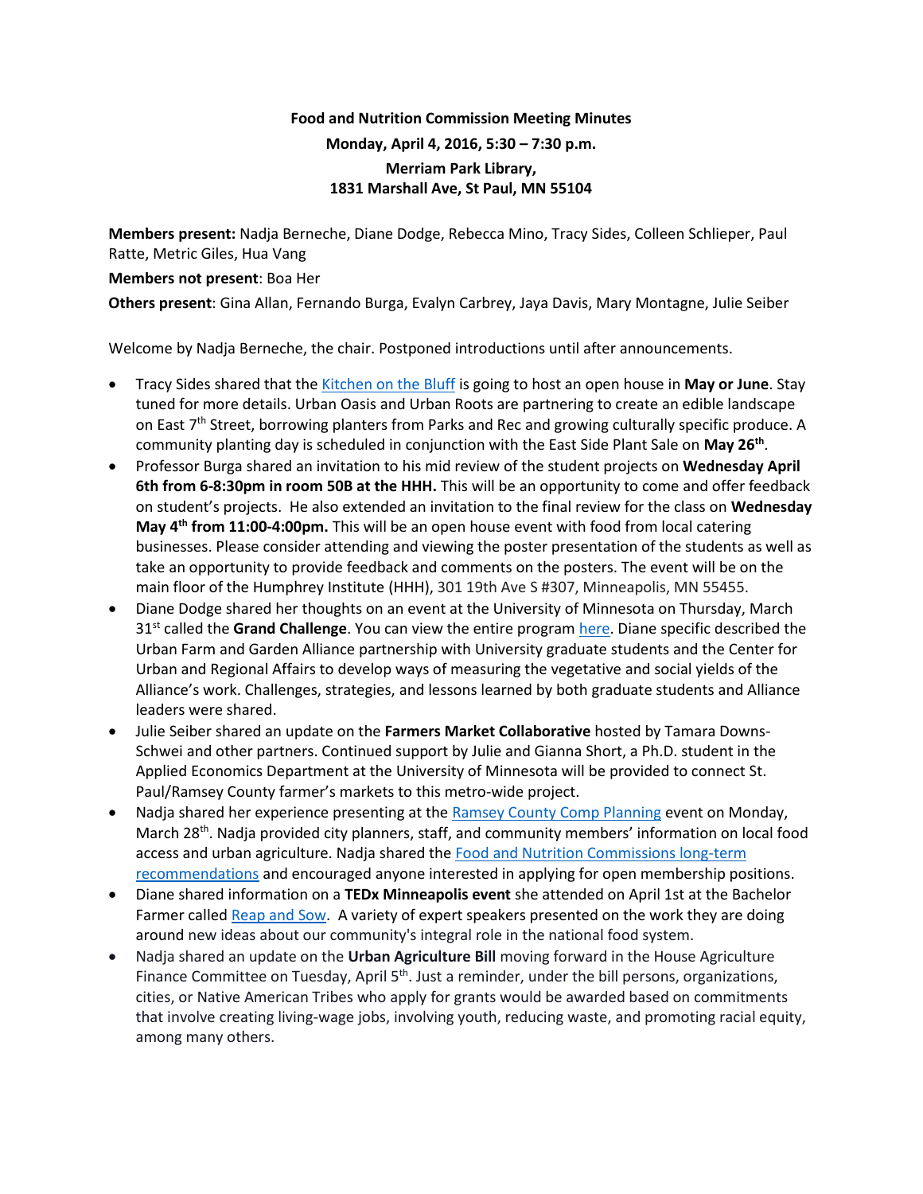**Food and Nutrition Commission Meeting Minutes**

**Monday, April 4, 2016, 5:30 – 7:30 p.m.**

**Merriam Park Library,**
**1831 Marshall Ave, St Paul, MN 55104**

**Members present:** Nadja Berneche, Diane Dodge, Rebecca Mino, Tracy Sides, Colleen Schlieper, Paul Ratte, Metric Giles, Hua Vang

**Members not present**: Boa Her

**Others present**: Gina Allan, Fernando Burga, Evalyn Carbrey, Jaya Davis, Mary Montagne, Julie Seiber

Welcome by Nadja Berneche, the chair. Postponed introductions until after announcements.

- Tracy Sides shared that the Kitchen on the Bluff is going to host an open house in **May or June**. Stay tuned for more details. Urban Oasis and Urban Roots are partnering to create an edible landscape on East 7th Street, borrowing planters from Parks and Rec and growing culturally specific produce. A community planting day is scheduled in conjunction with the East Side Plant Sale on **May 26th**.
- Professor Burga shared an invitation to his mid review of the student projects on **Wednesday April 6th from 6-8:30pm in room 50B at the HHH.** This will be an opportunity to come and offer feedback on student's projects. He also extended an invitation to the final review for the class on **Wednesday May 4th from 11:00-4:00pm.** This will be an open house event with food from local catering businesses. Please consider attending and viewing the poster presentation of the students as well as take an opportunity to provide feedback and comments on the posters. The event will be on the main floor of the Humphrey Institute (HHH), 301 19th Ave S #307, Minneapolis, MN 55455.
- Diane Dodge shared her thoughts on an event at the University of Minnesota on Thursday, March 31st called the **Grand Challenge**. You can view the entire program here. Diane specific described the Urban Farm and Garden Alliance partnership with University graduate students and the Center for Urban and Regional Affairs to develop ways of measuring the vegetative and social yields of the Alliance's work. Challenges, strategies, and lessons learned by both graduate students and Alliance leaders were shared.
- Julie Seiber shared an update on the **Farmers Market Collaborative** hosted by Tamara Downs-Schwei and other partners. Continued support by Julie and Gianna Short, a Ph.D. student in the Applied Economics Department at the University of Minnesota will be provided to connect St. Paul/Ramsey County farmer's markets to this metro-wide project.
- Nadja shared her experience presenting at the Ramsey County Comp Planning event on Monday, March 28th. Nadja provided city planners, staff, and community members' information on local food access and urban agriculture. Nadja shared the Food and Nutrition Commissions long-term recommendations and encouraged anyone interested in applying for open membership positions.
- Diane shared information on a **TEDx Minneapolis event** she attended on April 1st at the Bachelor Farmer called Reap and Sow. A variety of expert speakers presented on the work they are doing around new ideas about our community's integral role in the national food system.
- Nadja shared an update on the **Urban Agriculture Bill** moving forward in the House Agriculture Finance Committee on Tuesday, April 5th. Just a reminder, under the bill persons, organizations, cities, or Native American Tribes who apply for grants would be awarded based on commitments that involve creating living-wage jobs, involving youth, reducing waste, and promoting racial equity, among many others.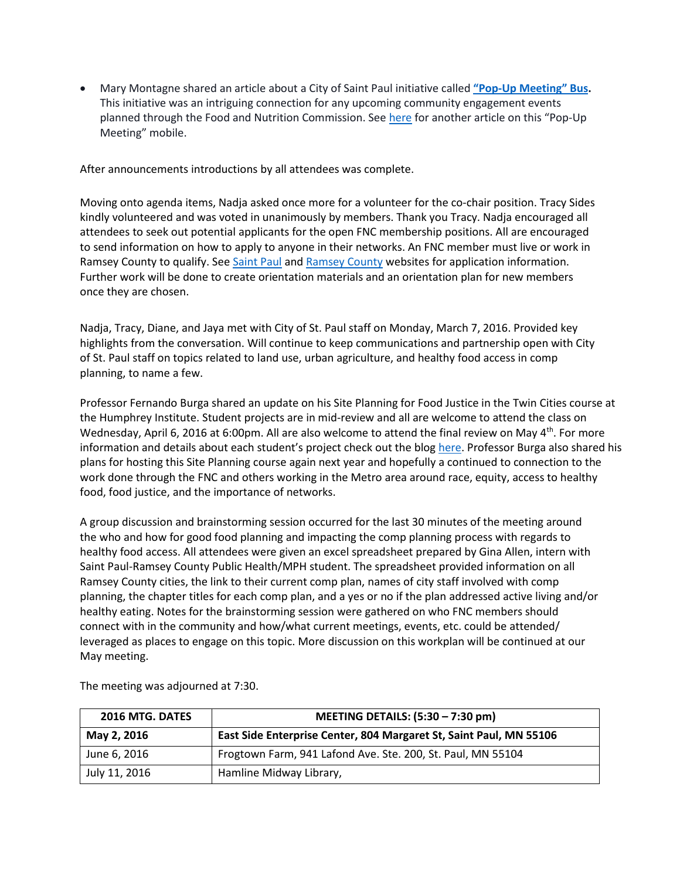- Mary Montagne shared an article about a City of Saint Paul initiative called **"Pop-Up Meeting" Bus.** This initiative was an intriguing connection for any upcoming community engagement events planned through the Food and Nutrition Commission. See here for another article on this "Pop-Up Meeting" mobile.

After announcements introductions by all attendees was complete.

Moving onto agenda items, Nadja asked once more for a volunteer for the co-chair position. Tracy Sides kindly volunteered and was voted in unanimously by members. Thank you Tracy. Nadja encouraged all attendees to seek out potential applicants for the open FNC membership positions. All are encouraged to send information on how to apply to anyone in their networks. An FNC member must live or work in Ramsey County to qualify. See Saint Paul and Ramsey County websites for application information. Further work will be done to create orientation materials and an orientation plan for new members once they are chosen.

Nadja, Tracy, Diane, and Jaya met with City of St. Paul staff on Monday, March 7, 2016. Provided key highlights from the conversation. Will continue to keep communications and partnership open with City of St. Paul staff on topics related to land use, urban agriculture, and healthy food access in comp planning, to name a few.

Professor Fernando Burga shared an update on his Site Planning for Food Justice in the Twin Cities course at the Humphrey Institute. Student projects are in mid-review and all are welcome to attend the class on Wednesday, April 6, 2016 at 6:00pm. All are also welcome to attend the final review on May 4th. For more information and details about each student's project check out the blog here. Professor Burga also shared his plans for hosting this Site Planning course again next year and hopefully a continued to connection to the work done through the FNC and others working in the Metro area around race, equity, access to healthy food, food justice, and the importance of networks.

A group discussion and brainstorming session occurred for the last 30 minutes of the meeting around the who and how for good food planning and impacting the comp planning process with regards to healthy food access. All attendees were given an excel spreadsheet prepared by Gina Allen, intern with Saint Paul-Ramsey County Public Health/MPH student. The spreadsheet provided information on all Ramsey County cities, the link to their current comp plan, names of city staff involved with comp planning, the chapter titles for each comp plan, and a yes or no if the plan addressed active living and/or healthy eating. Notes for the brainstorming session were gathered on who FNC members should connect with in the community and how/what current meetings, events, etc. could be attended/ leveraged as places to engage on this topic. More discussion on this workplan will be continued at our May meeting.

The meeting was adjourned at 7:30.

| 2016 MTG. DATES | MEETING DETAILS: (5:30 – 7:30 pm) |
| --- | --- |
| **May 2, 2016** | **East Side Enterprise Center, 804 Margaret St, Saint Paul, MN 55106** |
| June 6, 2016 | Frogtown Farm, 941 Lafond Ave. Ste. 200, St. Paul, MN 55104 |
| July 11, 2016 | Hamline Midway Library, |